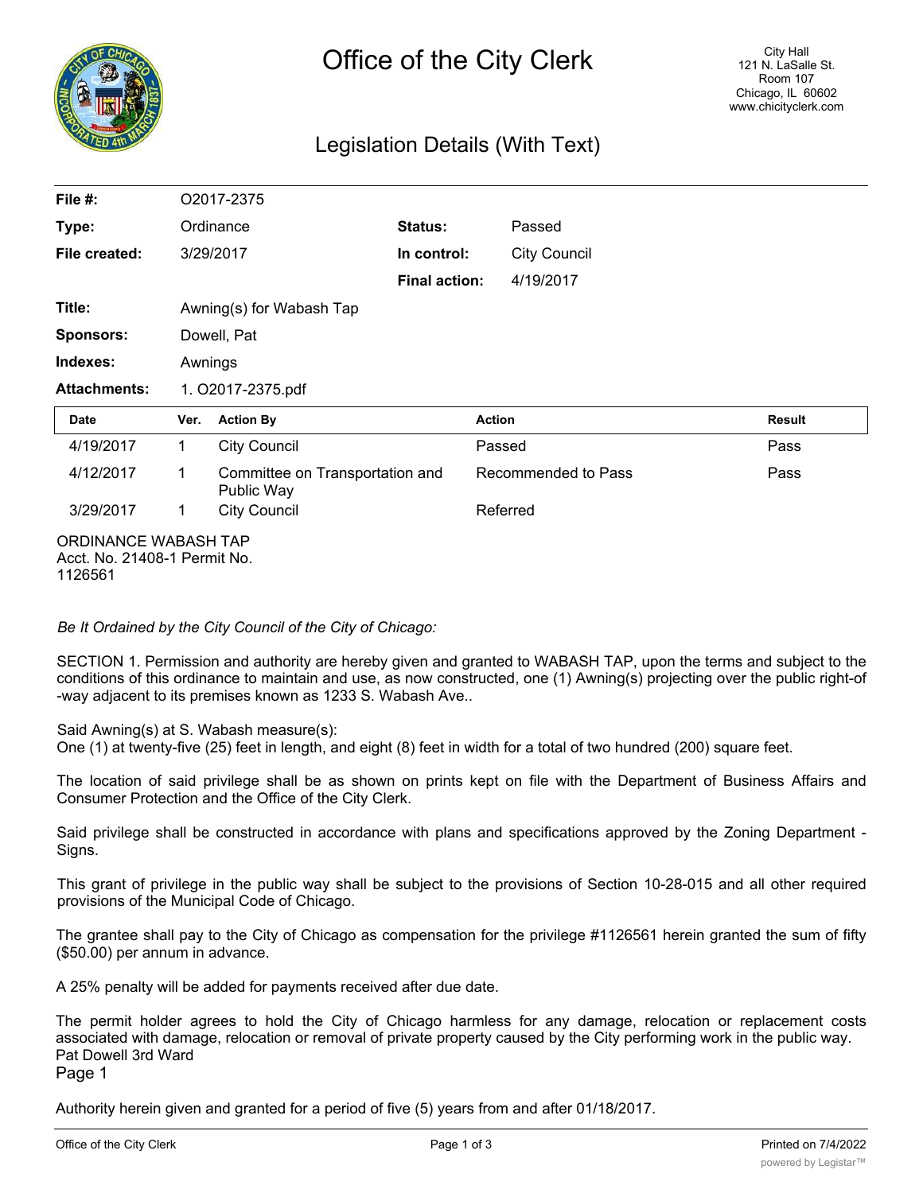# Office of the City Clerk

City Hall
121 N. LaSalle St.
Room 107
Chicago, IL 60602
www.chicityclerk.com

## Legislation Details (With Text)

| | | | |
|---|---|---|---|
| **File #:** | O2017-2375 | | |
| **Type:** | Ordinance | **Status:** | Passed |
| **File created:** | 3/29/2017 | **In control:** | City Council |
| | | **Final action:** | 4/19/2017 |
| **Title:** | Awning(s) for Wabash Tap | | |
| **Sponsors:** | Dowell, Pat | | |
| **Indexes:** | Awnings | | |
| **Attachments:** | 1. O2017-2375.pdf | | |

| Date | Ver. | Action By | Action | Result |
|---|---|---|---|---|
| 4/19/2017 | 1 | City Council | Passed | Pass |
| 4/12/2017 | 1 | Committee on Transportation and Public Way | Recommended to Pass | Pass |
| 3/29/2017 | 1 | City Council | Referred | |

ORDINANCE WABASH TAP
Acct. No. 21408-1 Permit No. 1126561

*Be It Ordained by the City Council of the City of Chicago:*

SECTION 1. Permission and authority are hereby given and granted to WABASH TAP, upon the terms and subject to the conditions of this ordinance to maintain and use, as now constructed, one (1) Awning(s) projecting over the public right-of-way adjacent to its premises known as 1233 S. Wabash Ave..

Said Awning(s) at S. Wabash measure(s):
One (1) at twenty-five (25) feet in length, and eight (8) feet in width for a total of two hundred (200) square feet.

The location of said privilege shall be as shown on prints kept on file with the Department of Business Affairs and Consumer Protection and the Office of the City Clerk.

Said privilege shall be constructed in accordance with plans and specifications approved by the Zoning Department - Signs.

This grant of privilege in the public way shall be subject to the provisions of Section 10-28-015 and all other required provisions of the Municipal Code of Chicago.

The grantee shall pay to the City of Chicago as compensation for the privilege #1126561 herein granted the sum of fifty ($50.00) per annum in advance.

A 25% penalty will be added for payments received after due date.

The permit holder agrees to hold the City of Chicago harmless for any damage, relocation or replacement costs associated with damage, relocation or removal of private property caused by the City performing work in the public way.
Pat Dowell 3rd Ward
Page 1

Authority herein given and granted for a period of five (5) years from and after 01/18/2017.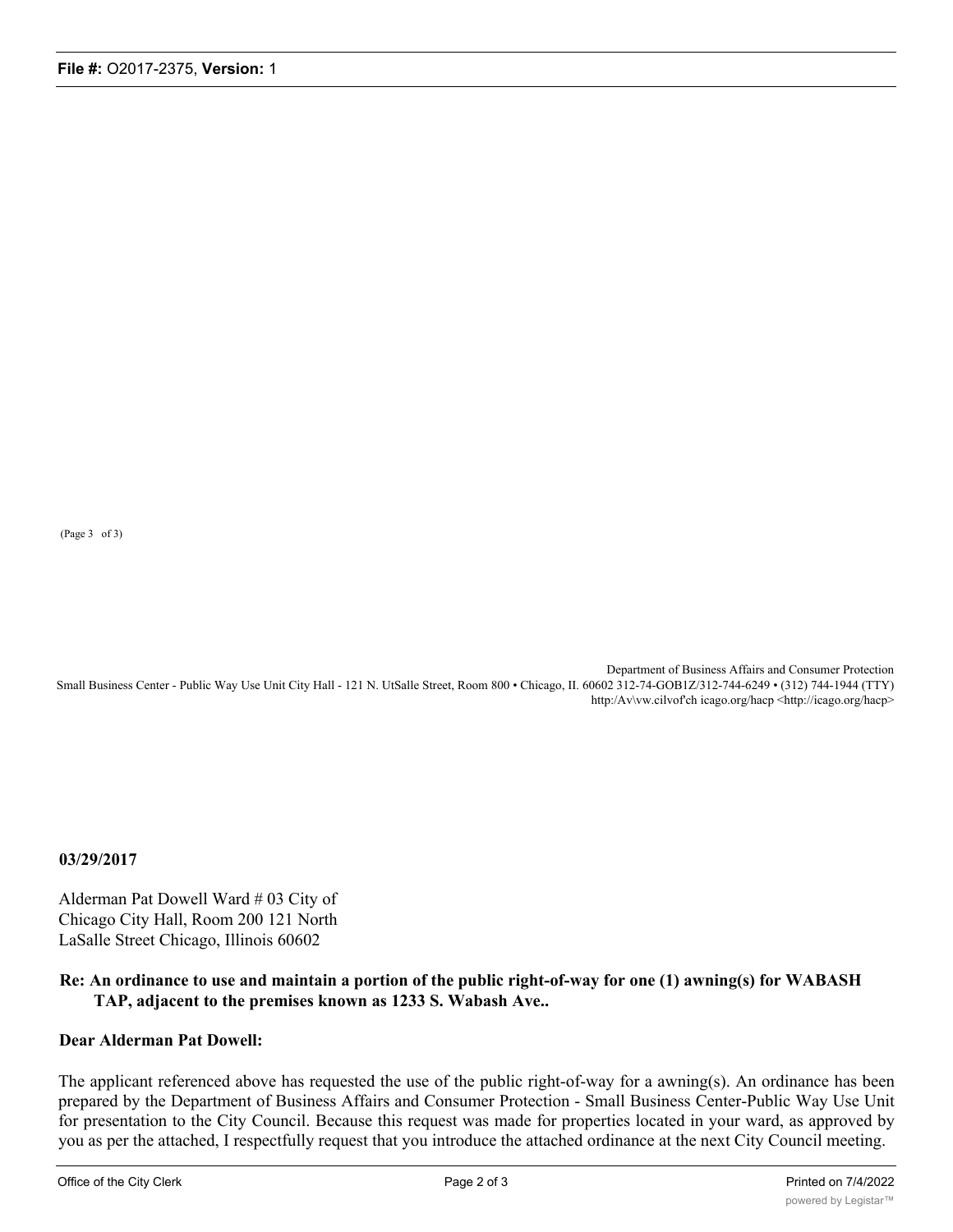(Page 3 of 3)

Department of Business Affairs and Consumer Protection
Small Business Center - Public Way Use Unit City Hall - 121 N. UtSalle Street, Room 800 • Chicago, II. 60602 312-74-GOB1Z/312-744-6249 • (312) 744-1944 (TTY)
http:/Av\vw.cilvof'ch icago.org/hacp <http://icago.org/hacp>

**03/29/2017**

Alderman Pat Dowell Ward # 03 City of Chicago City Hall, Room 200 121 North LaSalle Street Chicago, Illinois 60602

**Re: An ordinance to use and maintain a portion of the public right-of-way for one (1) awning(s) for WABASH TAP, adjacent to the premises known as 1233 S. Wabash Ave..**

**Dear Alderman Pat Dowell:**

The applicant referenced above has requested the use of the public right-of-way for a awning(s). An ordinance has been prepared by the Department of Business Affairs and Consumer Protection - Small Business Center-Public Way Use Unit for presentation to the City Council. Because this request was made for properties located in your ward, as approved by you as per the attached, I respectfully request that you introduce the attached ordinance at the next City Council meeting.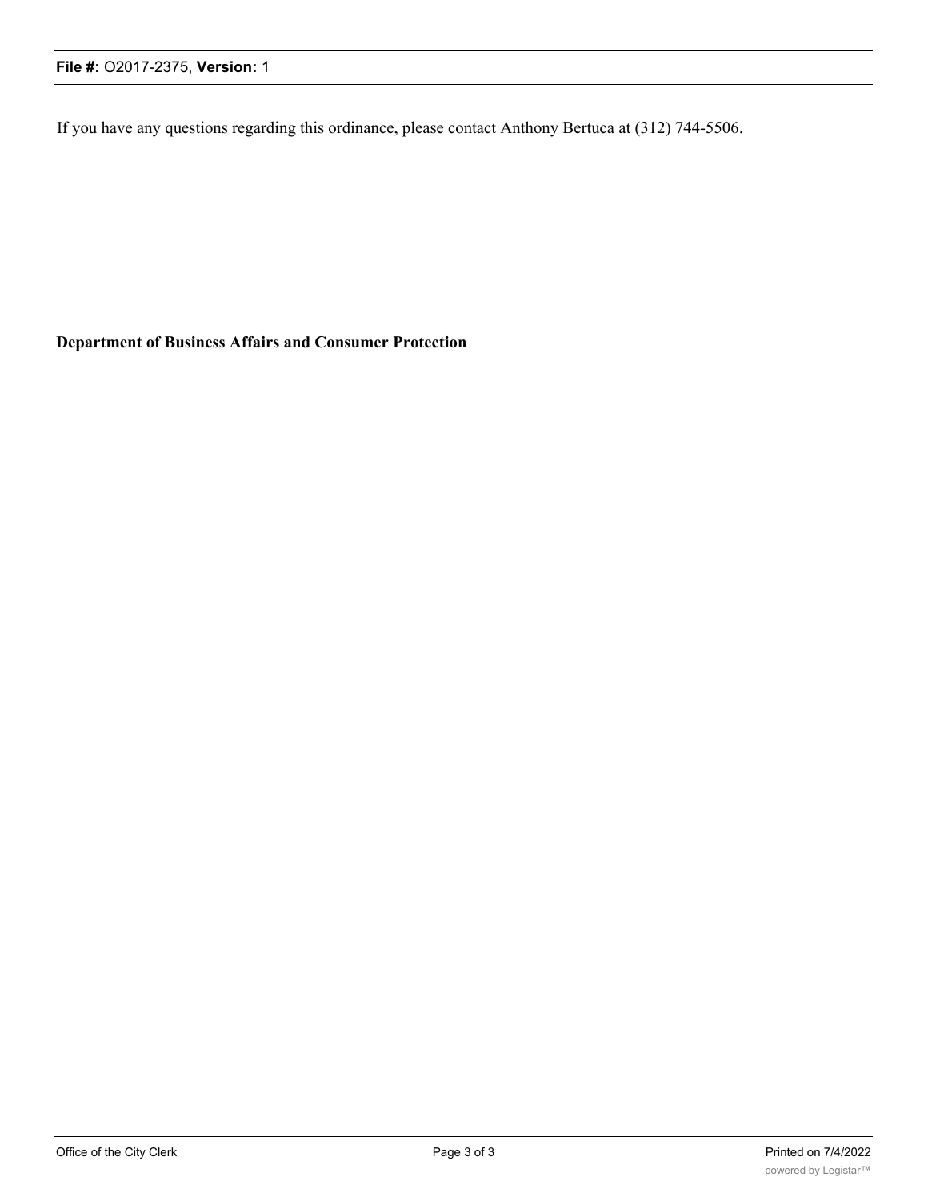If you have any questions regarding this ordinance, please contact Anthony Bertuca at (312) 744-5506.

**Department of Business Affairs and Consumer Protection**